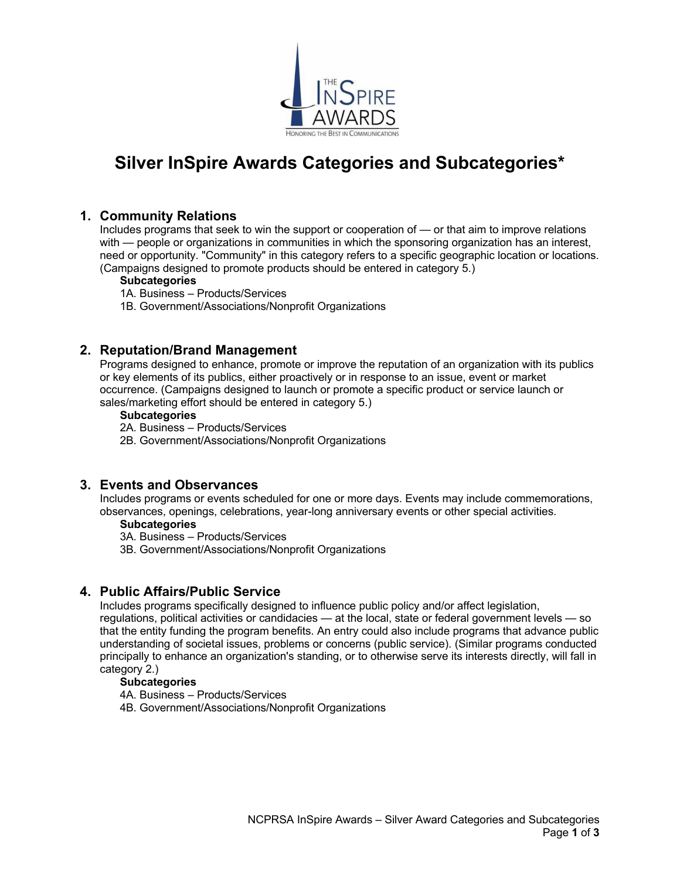# Silver InSpire Awards Categories and Subcategories*

## 1. Community Relations

Includes programs that seek to win the support or cooperation of — or that aim to improve relations with — people or organizations in communities in which the sponsoring organization has an interest, need or opportunity. "Community" in this category refers to a specific geographic location or locations. (Campaigns designed to promote products should be entered in category 5.)

**Subcategories**

1A. Business – Products/Services
1B. Government/Associations/Nonprofit Organizations

## 2. Reputation/Brand Management

Programs designed to enhance, promote or improve the reputation of an organization with its publics or key elements of its publics, either proactively or in response to an issue, event or market occurrence. (Campaigns designed to launch or promote a specific product or service launch or sales/marketing effort should be entered in category 5.)

**Subcategories**

2A. Business – Products/Services
2B. Government/Associations/Nonprofit Organizations

## 3. Events and Observances

Includes programs or events scheduled for one or more days. Events may include commemorations, observances, openings, celebrations, year-long anniversary events or other special activities.

**Subcategories**

3A. Business – Products/Services
3B. Government/Associations/Nonprofit Organizations

## 4. Public Affairs/Public Service

Includes programs specifically designed to influence public policy and/or affect legislation, regulations, political activities or candidacies — at the local, state or federal government levels — so that the entity funding the program benefits. An entry could also include programs that advance public understanding of societal issues, problems or concerns (public service). (Similar programs conducted principally to enhance an organization's standing, or to otherwise serve its interests directly, will fall in category 2.)

**Subcategories**

4A. Business – Products/Services
4B. Government/Associations/Nonprofit Organizations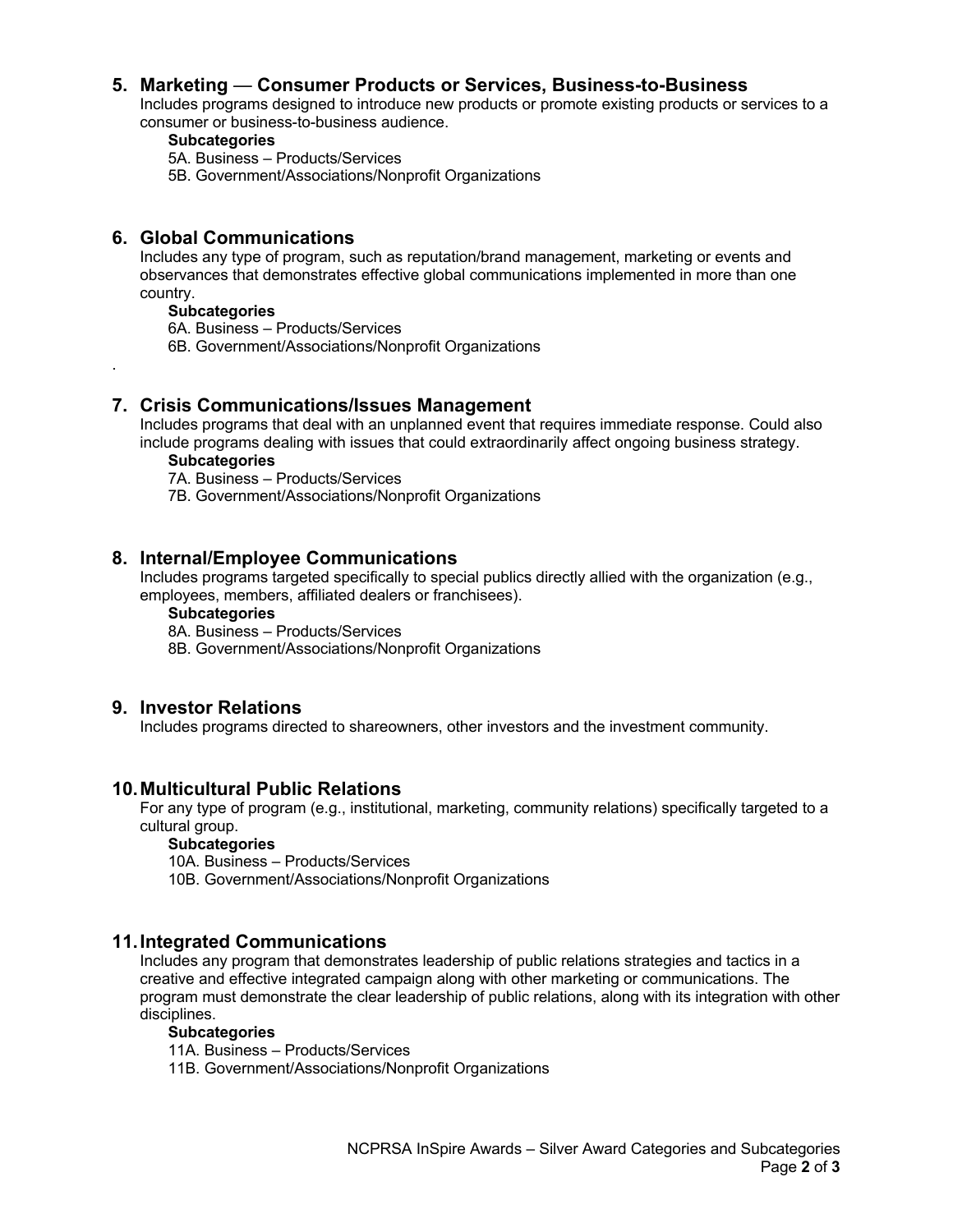## 5. Marketing — Consumer Products or Services, Business-to-Business

Includes programs designed to introduce new products or promote existing products or services to a consumer or business-to-business audience.

**Subcategories**

5A. Business – Products/Services
5B. Government/Associations/Nonprofit Organizations

## 6. Global Communications

Includes any type of program, such as reputation/brand management, marketing or events and observances that demonstrates effective global communications implemented in more than one country.

**Subcategories**

6A. Business – Products/Services
6B. Government/Associations/Nonprofit Organizations

## 7. Crisis Communications/Issues Management

Includes programs that deal with an unplanned event that requires immediate response. Could also include programs dealing with issues that could extraordinarily affect ongoing business strategy.

**Subcategories**

7A. Business – Products/Services
7B. Government/Associations/Nonprofit Organizations

## 8. Internal/Employee Communications

Includes programs targeted specifically to special publics directly allied with the organization (e.g., employees, members, affiliated dealers or franchisees).

**Subcategories**

8A. Business – Products/Services
8B. Government/Associations/Nonprofit Organizations

## 9. Investor Relations

Includes programs directed to shareowners, other investors and the investment community.

## 10. Multicultural Public Relations

For any type of program (e.g., institutional, marketing, community relations) specifically targeted to a cultural group.

**Subcategories**

10A. Business – Products/Services
10B. Government/Associations/Nonprofit Organizations

## 11. Integrated Communications

Includes any program that demonstrates leadership of public relations strategies and tactics in a creative and effective integrated campaign along with other marketing or communications. The program must demonstrate the clear leadership of public relations, along with its integration with other disciplines.

**Subcategories**

11A. Business – Products/Services
11B. Government/Associations/Nonprofit Organizations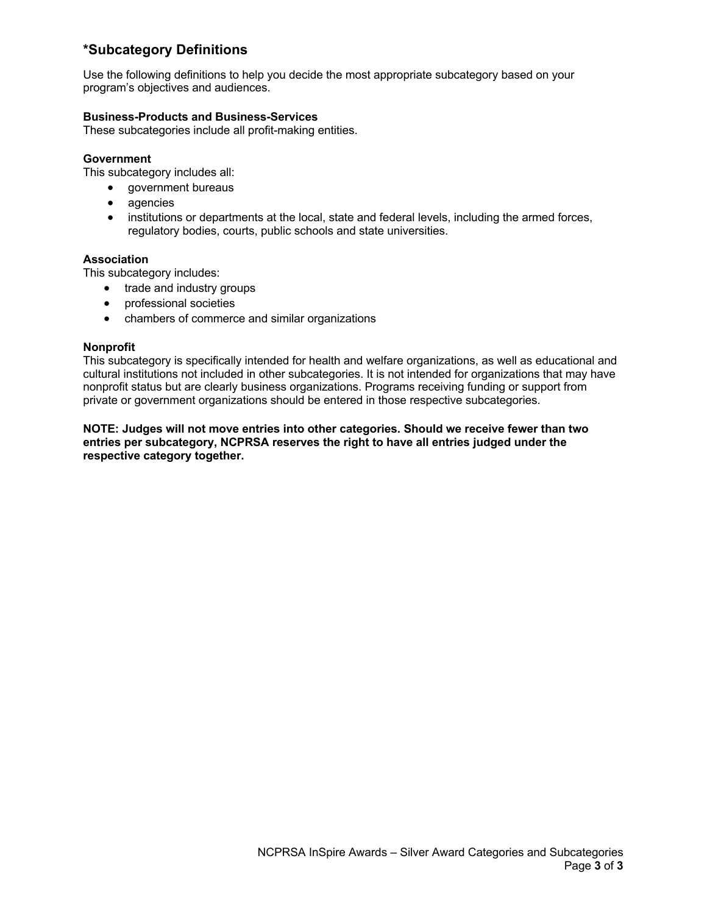## *Subcategory Definitions

Use the following definitions to help you decide the most appropriate subcategory based on your program's objectives and audiences.

**Business-Products and Business-Services**
These subcategories include all profit-making entities.

**Government**
This subcategory includes all:

- government bureaus
- agencies
- institutions or departments at the local, state and federal levels, including the armed forces, regulatory bodies, courts, public schools and state universities.

**Association**
This subcategory includes:

- trade and industry groups
- professional societies
- chambers of commerce and similar organizations

**Nonprofit**
This subcategory is specifically intended for health and welfare organizations, as well as educational and cultural institutions not included in other subcategories. It is not intended for organizations that may have nonprofit status but are clearly business organizations. Programs receiving funding or support from private or government organizations should be entered in those respective subcategories.

**NOTE: Judges will not move entries into other categories. Should we receive fewer than two entries per subcategory, NCPRSA reserves the right to have all entries judged under the respective category together.**